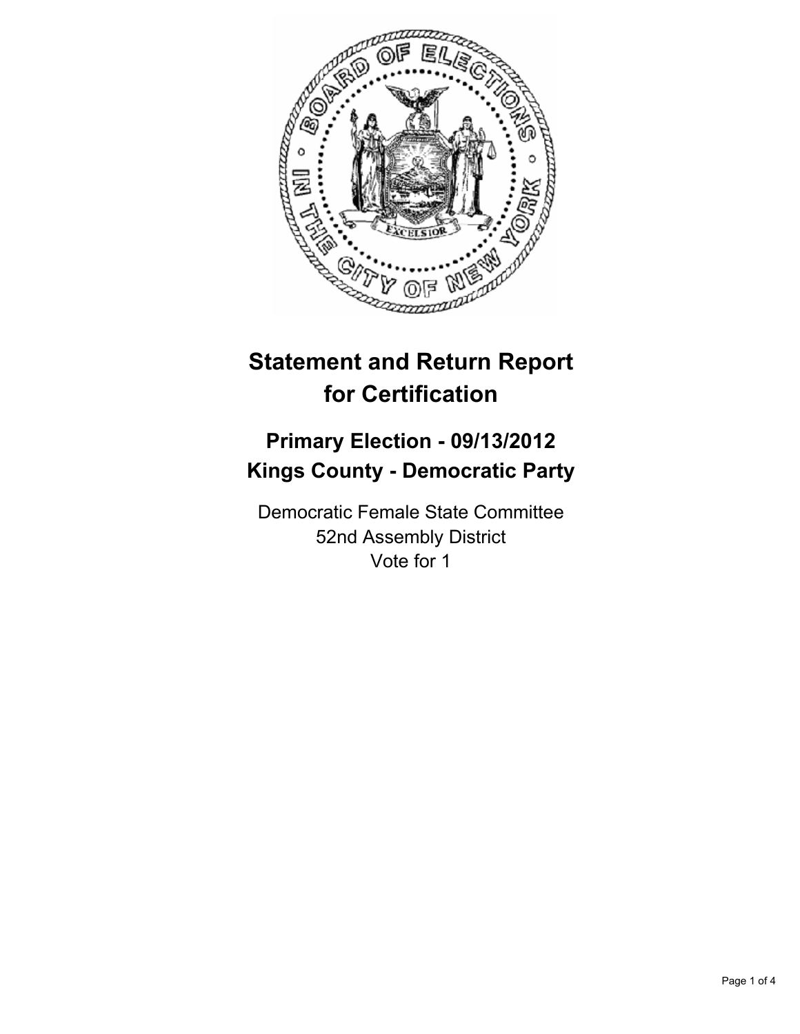# Statement and Return Report for Certification

## Primary Election - 09/13/2012
## Kings County - Democratic Party

Democratic Female State Committee
52nd Assembly District
Vote for 1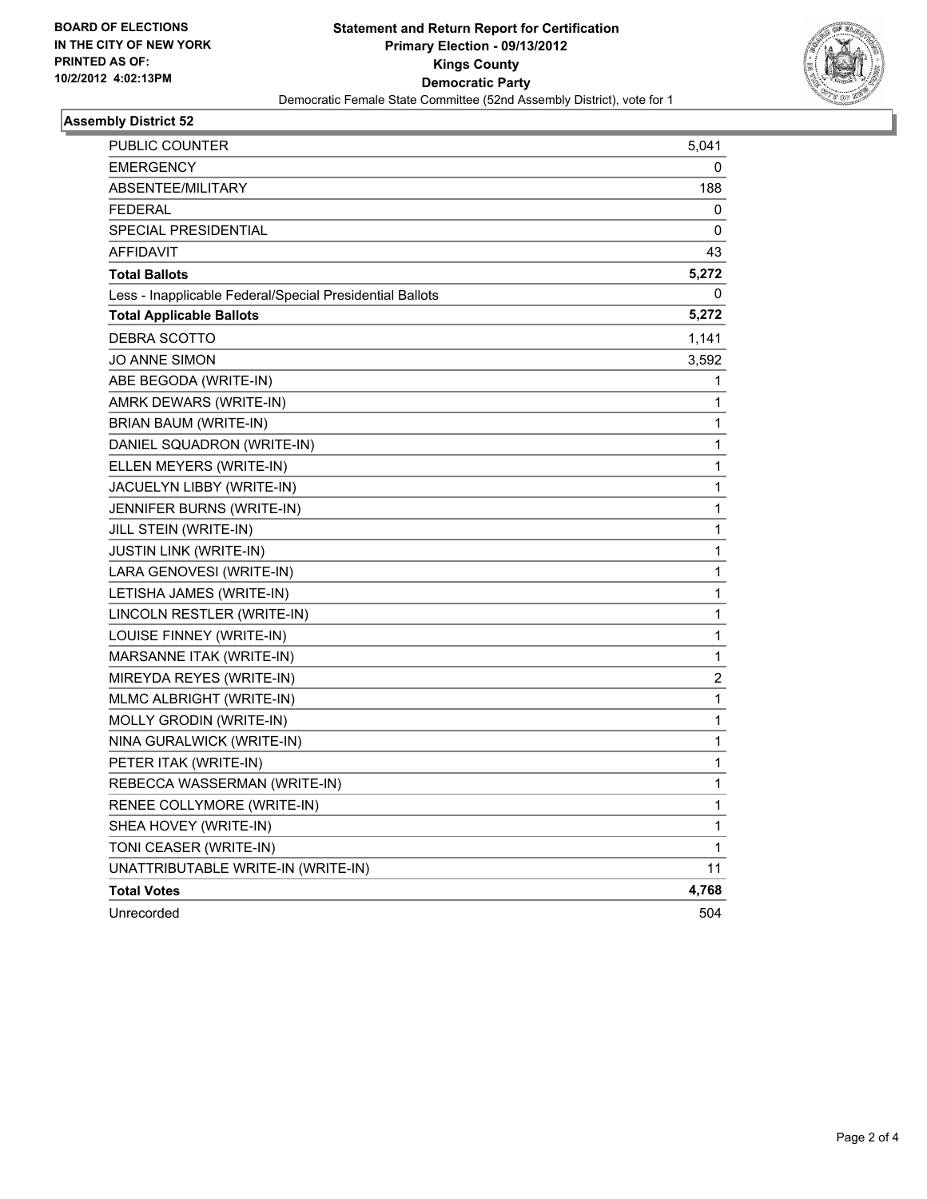**BOARD OF ELECTIONS IN THE CITY OF NEW YORK PRINTED AS OF: 10/2/2012 4:02:13PM**

**Statement and Return Report for Certification**
**Primary Election - 09/13/2012**
**Kings County**
**Democratic Party**
Democratic Female State Committee (52nd Assembly District), vote for 1

## Assembly District 52

| | |
|---|---|
| PUBLIC COUNTER | 5,041 |
| EMERGENCY | 0 |
| ABSENTEE/MILITARY | 188 |
| FEDERAL | 0 |
| SPECIAL PRESIDENTIAL | 0 |
| AFFIDAVIT | 43 |
| **Total Ballots** | **5,272** |
| Less - Inapplicable Federal/Special Presidential Ballots | 0 |
| **Total Applicable Ballots** | **5,272** |
| DEBRA SCOTTO | 1,141 |
| JO ANNE SIMON | 3,592 |
| ABE BEGODA (WRITE-IN) | 1 |
| AMRK DEWARS (WRITE-IN) | 1 |
| BRIAN BAUM (WRITE-IN) | 1 |
| DANIEL SQUADRON (WRITE-IN) | 1 |
| ELLEN MEYERS (WRITE-IN) | 1 |
| JACUELYN LIBBY (WRITE-IN) | 1 |
| JENNIFER BURNS (WRITE-IN) | 1 |
| JILL STEIN (WRITE-IN) | 1 |
| JUSTIN LINK (WRITE-IN) | 1 |
| LARA GENOVESI (WRITE-IN) | 1 |
| LETISHA JAMES (WRITE-IN) | 1 |
| LINCOLN RESTLER (WRITE-IN) | 1 |
| LOUISE FINNEY (WRITE-IN) | 1 |
| MARSANNE ITAK (WRITE-IN) | 1 |
| MIREYDA REYES (WRITE-IN) | 2 |
| MLMC ALBRIGHT (WRITE-IN) | 1 |
| MOLLY GRODIN (WRITE-IN) | 1 |
| NINA GURALWICK (WRITE-IN) | 1 |
| PETER ITAK (WRITE-IN) | 1 |
| REBECCA WASSERMAN (WRITE-IN) | 1 |
| RENEE COLLYMORE (WRITE-IN) | 1 |
| SHEA HOVEY (WRITE-IN) | 1 |
| TONI CEASER (WRITE-IN) | 1 |
| UNATTRIBUTABLE WRITE-IN (WRITE-IN) | 11 |
| **Total Votes** | **4,768** |
| Unrecorded | 504 |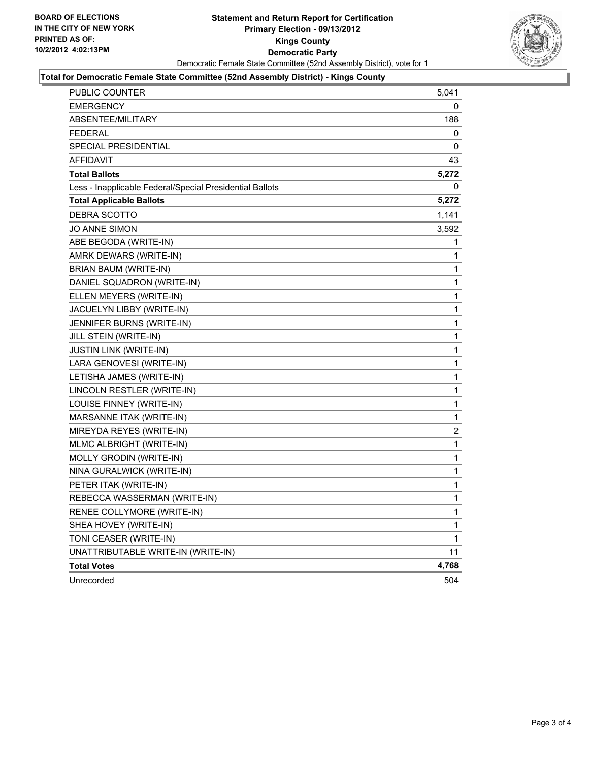BOARD OF ELECTIONS
IN THE CITY OF NEW YORK
PRINTED AS OF:
10/2/2012 4:02:13PM

# Statement and Return Report for Certification
## Primary Election - 09/13/2012
## Kings County
## Democratic Party

Democratic Female State Committee (52nd Assembly District), vote for 1

**Total for Democratic Female State Committee (52nd Assembly District) - Kings County**

| | |
|---|---|
| PUBLIC COUNTER | 5,041 |
| EMERGENCY | 0 |
| ABSENTEE/MILITARY | 188 |
| FEDERAL | 0 |
| SPECIAL PRESIDENTIAL | 0 |
| AFFIDAVIT | 43 |
| **Total Ballots** | **5,272** |
| Less - Inapplicable Federal/Special Presidential Ballots | 0 |
| **Total Applicable Ballots** | **5,272** |
| DEBRA SCOTTO | 1,141 |
| JO ANNE SIMON | 3,592 |
| ABE BEGODA (WRITE-IN) | 1 |
| AMRK DEWARS (WRITE-IN) | 1 |
| BRIAN BAUM (WRITE-IN) | 1 |
| DANIEL SQUADRON (WRITE-IN) | 1 |
| ELLEN MEYERS (WRITE-IN) | 1 |
| JACUELYN LIBBY (WRITE-IN) | 1 |
| JENNIFER BURNS (WRITE-IN) | 1 |
| JILL STEIN (WRITE-IN) | 1 |
| JUSTIN LINK (WRITE-IN) | 1 |
| LARA GENOVESI (WRITE-IN) | 1 |
| LETISHA JAMES (WRITE-IN) | 1 |
| LINCOLN RESTLER (WRITE-IN) | 1 |
| LOUISE FINNEY (WRITE-IN) | 1 |
| MARSANNE ITAK (WRITE-IN) | 1 |
| MIREYDA REYES (WRITE-IN) | 2 |
| MLMC ALBRIGHT (WRITE-IN) | 1 |
| MOLLY GRODIN (WRITE-IN) | 1 |
| NINA GURALWICK (WRITE-IN) | 1 |
| PETER ITAK (WRITE-IN) | 1 |
| REBECCA WASSERMAN (WRITE-IN) | 1 |
| RENEE COLLYMORE (WRITE-IN) | 1 |
| SHEA HOVEY (WRITE-IN) | 1 |
| TONI CEASER (WRITE-IN) | 1 |
| UNATTRIBUTABLE WRITE-IN (WRITE-IN) | 11 |
| **Total Votes** | **4,768** |
| Unrecorded | 504 |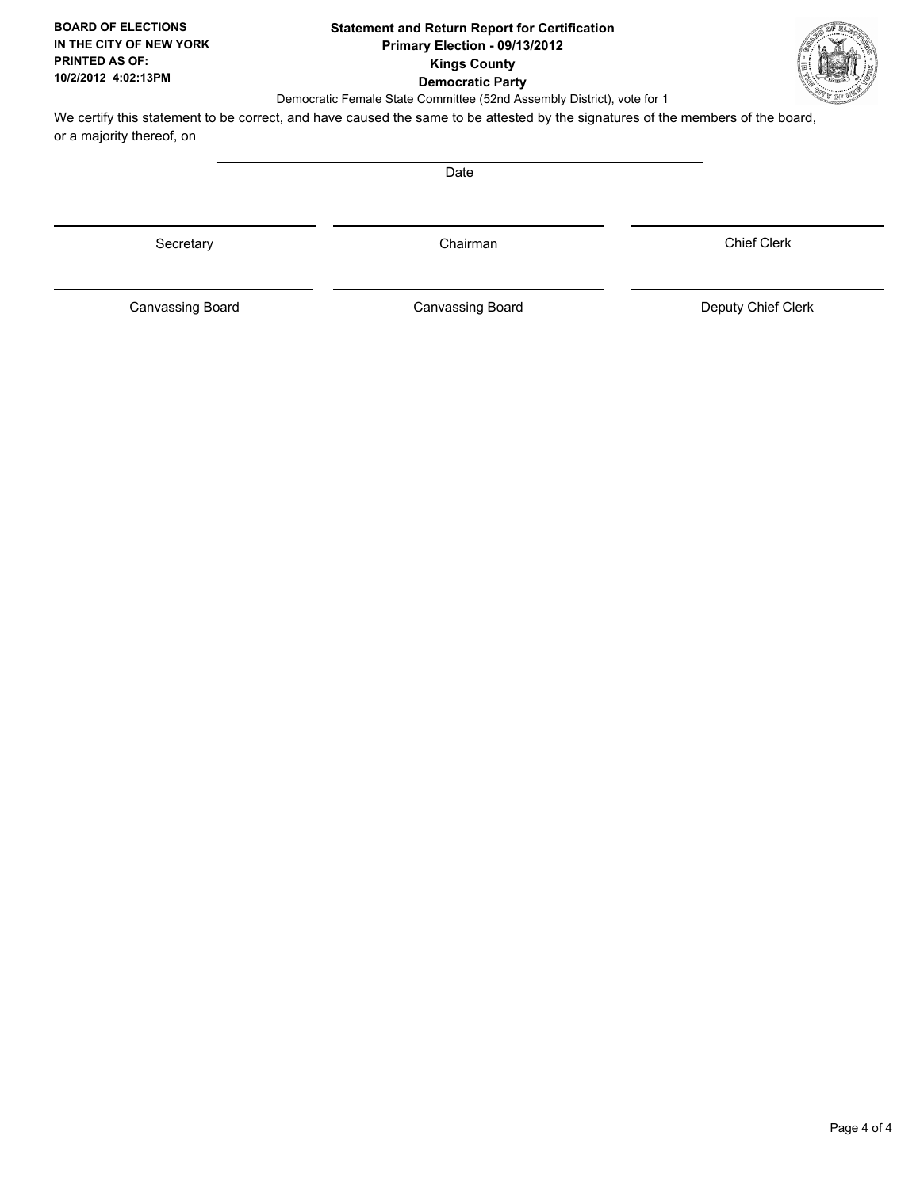**BOARD OF ELECTIONS IN THE CITY OF NEW YORK PRINTED AS OF: 10/2/2012 4:02:13PM**

**Statement and Return Report for Certification**
**Primary Election - 09/13/2012**
**Kings County**
**Democratic Party**

Democratic Female State Committee (52nd Assembly District), vote for 1

We certify this statement to be correct, and have caused the same to be attested by the signatures of the members of the board, or a majority thereof, on

Date

| | | |
|---|---|---|
| Secretary | Chairman | Chief Clerk |
| Canvassing Board | Canvassing Board | Deputy Chief Clerk |